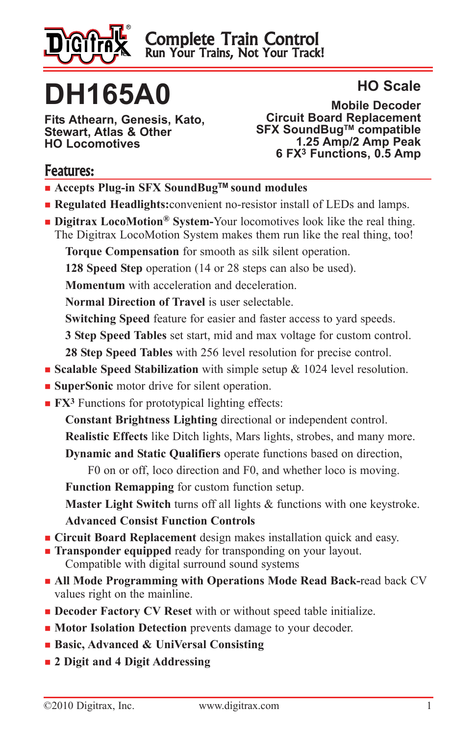Digitrax® Complete Train Control
Run Your Trains, Not Your Track!

# DH165A0

**Fits Athearn, Genesis, Kato, Stewart, Atlas & Other HO Locomotives**

**HO Scale**

**Mobile Decoder**
**Circuit Board Replacement**
**SFX SoundBug™ compatible**
**1.25 Amp/2 Amp Peak**
**6 FX³ Functions, 0.5 Amp**

## Features:

- **Accepts Plug-in SFX SoundBug™ sound modules**
- **Regulated Headlights:** convenient no-resistor install of LEDs and lamps.
- **Digitrax LocoMotion® System-** Your locomotives look like the real thing. The Digitrax LocoMotion System makes them run like the real thing, too!
  - **Torque Compensation** for smooth as silk silent operation.
  - **128 Speed Step** operation (14 or 28 steps can also be used).
  - **Momentum** with acceleration and deceleration.
  - **Normal Direction of Travel** is user selectable.
  - **Switching Speed** feature for easier and faster access to yard speeds.
  - **3 Step Speed Tables** set start, mid and max voltage for custom control.
  - **28 Step Speed Tables** with 256 level resolution for precise control.
- **Scalable Speed Stabilization** with simple setup & 1024 level resolution.
- **SuperSonic** motor drive for silent operation.
- **FX³** Functions for prototypical lighting effects:
  - **Constant Brightness Lighting** directional or independent control.
  - **Realistic Effects** like Ditch lights, Mars lights, strobes, and many more.
  - **Dynamic and Static Qualifiers** operate functions based on direction, F0 on or off, loco direction and F0, and whether loco is moving.
  - **Function Remapping** for custom function setup.
  - **Master Light Switch** turns off all lights & functions with one keystroke.
  - **Advanced Consist Function Controls**
- **Circuit Board Replacement** design makes installation quick and easy.
- **Transponder equipped** ready for transponding on your layout. Compatible with digital surround sound systems
- **All Mode Programming with Operations Mode Read Back-** read back CV values right on the mainline.
- **Decoder Factory CV Reset** with or without speed table initialize.
- **Motor Isolation Detection** prevents damage to your decoder.
- **Basic, Advanced & UniVersal Consisting**
- **2 Digit and 4 Digit Addressing**

©2010 Digitrax, Inc. www.digitrax.com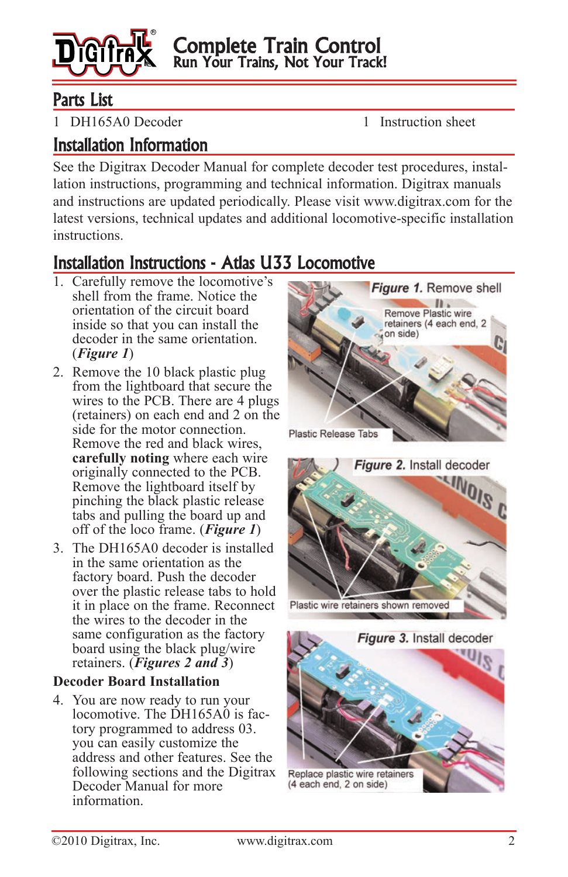# Complete Train Control
## Run Your Trains, Not Your Track!

## Parts List

1 DH165A0 Decoder

1 Instruction sheet

## Installation Information

See the Digitrax Decoder Manual for complete decoder test procedures, installation instructions, programming and technical information. Digitrax manuals and instructions are updated periodically. Please visit www.digitrax.com for the latest versions, technical updates and additional locomotive-specific installation instructions.

## Installation Instructions - Atlas U33 Locomotive

1. Carefully remove the locomotive's shell from the frame. Notice the orientation of the circuit board inside so that you can install the decoder in the same orientation. (***Figure 1***)
2. Remove the 10 black plastic plug from the lightboard that secure the wires to the PCB. There are 4 plugs (retainers) on each end and 2 on the side for the motor connection. Remove the red and black wires, **carefully noting** where each wire originally connected to the PCB. Remove the lightboard itself by pinching the black plastic release tabs and pulling the board up and off of the loco frame. (***Figure 1***)
3. The DH165A0 decoder is installed in the same orientation as the factory board. Push the decoder over the plastic release tabs to hold it in place on the frame. Reconnect the wires to the decoder in the same configuration as the factory board using the black plug/wire retainers. (***Figures 2 and 3***)

**Decoder Board Installation**

4. You are now ready to run your locomotive. The DH165A0 is factory programmed to address 03. you can easily customize the address and other features. See the following sections and the Digitrax Decoder Manual for more information.

***Figure 1.*** Remove shell

Remove Plastic wire retainers (4 each end, 2 on side)

Plastic Release Tabs

***Figure 2.*** Install decoder

Plastic wire retainers shown removed

***Figure 3.*** Install decoder

Replace plastic wire retainers (4 each end, 2 on side)

©2010 Digitrax, Inc. www.digitrax.com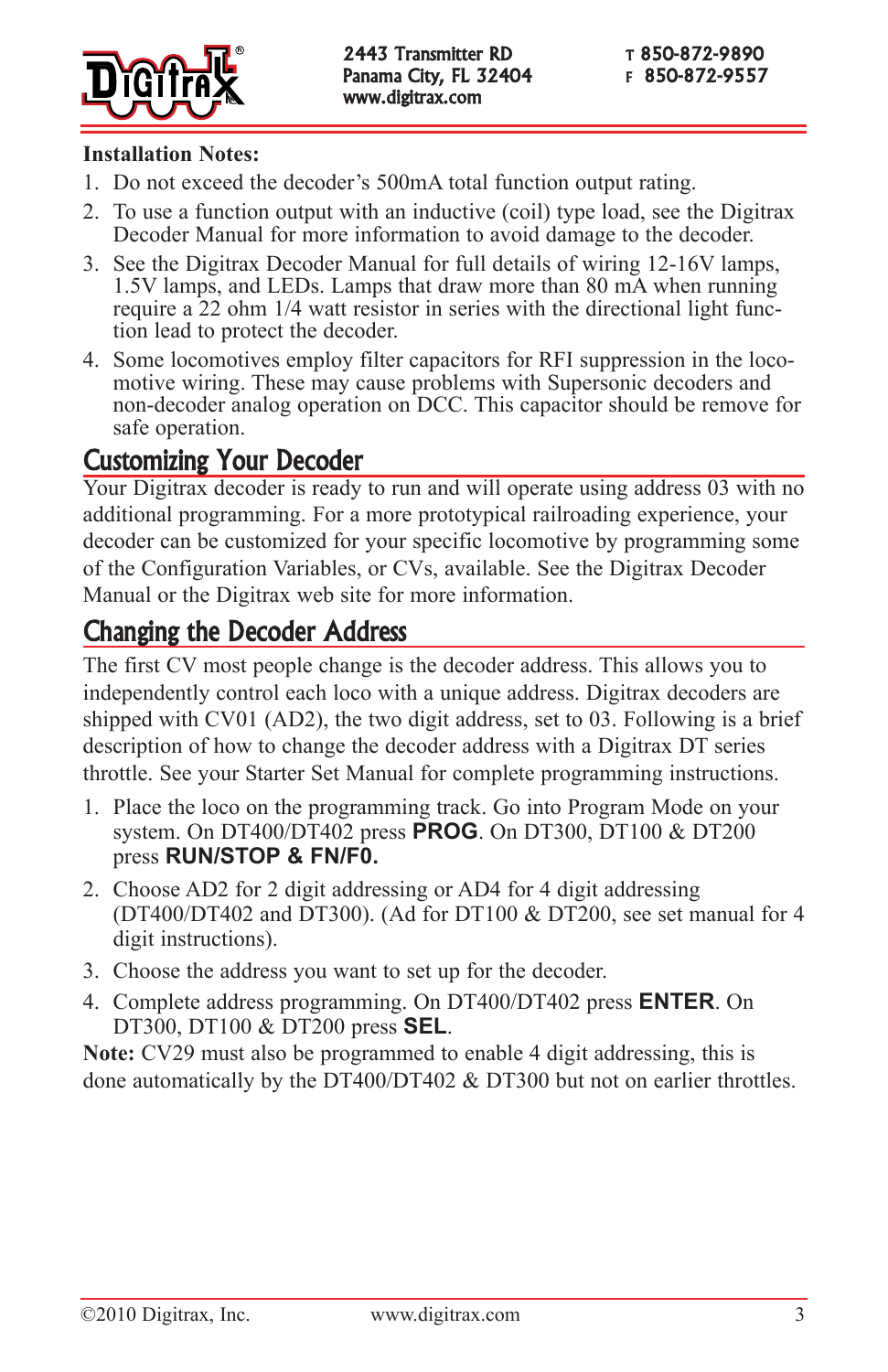**Installation Notes:**

1. Do not exceed the decoder's 500mA total function output rating.
2. To use a function output with an inductive (coil) type load, see the Digitrax Decoder Manual for more information to avoid damage to the decoder.
3. See the Digitrax Decoder Manual for full details of wiring 12-16V lamps, 1.5V lamps, and LEDs. Lamps that draw more than 80 mA when running require a 22 ohm 1/4 watt resistor in series with the directional light function lead to protect the decoder.
4. Some locomotives employ filter capacitors for RFI suppression in the locomotive wiring. These may cause problems with Supersonic decoders and non-decoder analog operation on DCC. This capacitor should be remove for safe operation.

## Customizing Your Decoder

Your Digitrax decoder is ready to run and will operate using address 03 with no additional programming. For a more prototypical railroading experience, your decoder can be customized for your specific locomotive by programming some of the Configuration Variables, or CVs, available. See the Digitrax Decoder Manual or the Digitrax web site for more information.

## Changing the Decoder Address

The first CV most people change is the decoder address. This allows you to independently control each loco with a unique address. Digitrax decoders are shipped with CV01 (AD2), the two digit address, set to 03. Following is a brief description of how to change the decoder address with a Digitrax DT series throttle. See your Starter Set Manual for complete programming instructions.

1. Place the loco on the programming track. Go into Program Mode on your system. On DT400/DT402 press **PROG**. On DT300, DT100 & DT200 press **RUN/STOP & FN/F0.**
2. Choose AD2 for 2 digit addressing or AD4 for 4 digit addressing (DT400/DT402 and DT300). (Ad for DT100 & DT200, see set manual for 4 digit instructions).
3. Choose the address you want to set up for the decoder.
4. Complete address programming. On DT400/DT402 press **ENTER**. On DT300, DT100 & DT200 press **SEL**.

**Note:** CV29 must also be programmed to enable 4 digit addressing, this is done automatically by the DT400/DT402 & DT300 but not on earlier throttles.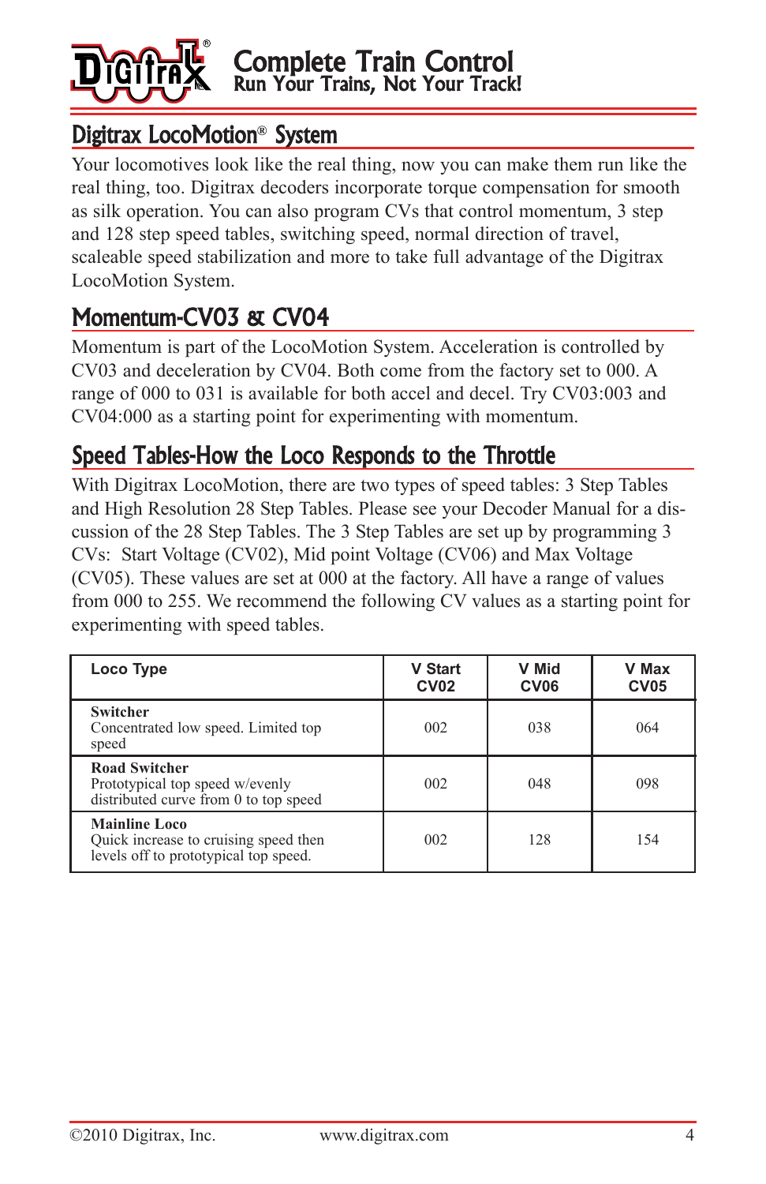## Digitrax LocoMotion® System

Your locomotives look like the real thing, now you can make them run like the real thing, too. Digitrax decoders incorporate torque compensation for smooth as silk operation. You can also program CVs that control momentum, 3 step and 128 step speed tables, switching speed, normal direction of travel, scaleable speed stabilization and more to take full advantage of the Digitrax LocoMotion System.

## Momentum-CV03 & CV04

Momentum is part of the LocoMotion System. Acceleration is controlled by CV03 and deceleration by CV04. Both come from the factory set to 000. A range of 000 to 031 is available for both accel and decel. Try CV03:003 and CV04:000 as a starting point for experimenting with momentum.

## Speed Tables-How the Loco Responds to the Throttle

With Digitrax LocoMotion, there are two types of speed tables: 3 Step Tables and High Resolution 28 Step Tables. Please see your Decoder Manual for a discussion of the 28 Step Tables. The 3 Step Tables are set up by programming 3 CVs: Start Voltage (CV02), Mid point Voltage (CV06) and Max Voltage (CV05). These values are set at 000 at the factory. All have a range of values from 000 to 255. We recommend the following CV values as a starting point for experimenting with speed tables.

| Loco Type | V Start CV02 | V Mid CV06 | V Max CV05 |
|---|---|---|---|
| **Switcher** Concentrated low speed. Limited top speed | 002 | 038 | 064 |
| **Road Switcher** Prototypical top speed w/evenly distributed curve from 0 to top speed | 002 | 048 | 098 |
| **Mainline Loco** Quick increase to cruising speed then levels off to prototypical top speed. | 002 | 128 | 154 |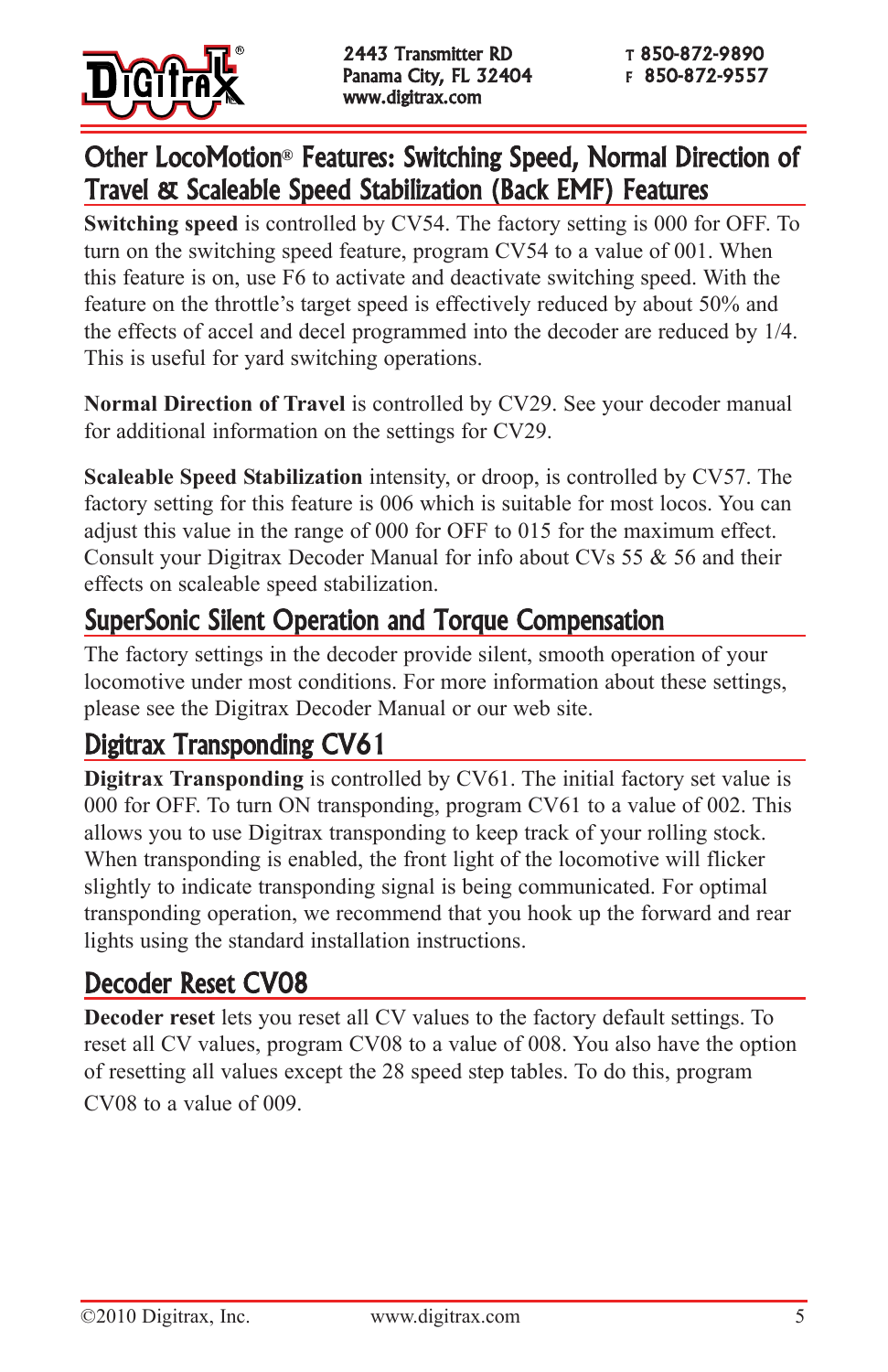## Other LocoMotion® Features: Switching Speed, Normal Direction of Travel & Scaleable Speed Stabilization (Back EMF) Features

**Switching speed** is controlled by CV54. The factory setting is 000 for OFF. To turn on the switching speed feature, program CV54 to a value of 001. When this feature is on, use F6 to activate and deactivate switching speed. With the feature on the throttle's target speed is effectively reduced by about 50% and the effects of accel and decel programmed into the decoder are reduced by 1/4. This is useful for yard switching operations.

**Normal Direction of Travel** is controlled by CV29. See your decoder manual for additional information on the settings for CV29.

**Scaleable Speed Stabilization** intensity, or droop, is controlled by CV57. The factory setting for this feature is 006 which is suitable for most locos. You can adjust this value in the range of 000 for OFF to 015 for the maximum effect. Consult your Digitrax Decoder Manual for info about CVs 55 & 56 and their effects on scaleable speed stabilization.

## SuperSonic Silent Operation and Torque Compensation

The factory settings in the decoder provide silent, smooth operation of your locomotive under most conditions. For more information about these settings, please see the Digitrax Decoder Manual or our web site.

## Digitrax Transponding CV61

**Digitrax Transponding** is controlled by CV61. The initial factory set value is 000 for OFF. To turn ON transponding, program CV61 to a value of 002. This allows you to use Digitrax transponding to keep track of your rolling stock. When transponding is enabled, the front light of the locomotive will flicker slightly to indicate transponding signal is being communicated. For optimal transponding operation, we recommend that you hook up the forward and rear lights using the standard installation instructions.

## Decoder Reset CV08

**Decoder reset** lets you reset all CV values to the factory default settings. To reset all CV values, program CV08 to a value of 008. You also have the option of resetting all values except the 28 speed step tables. To do this, program CV08 to a value of 009.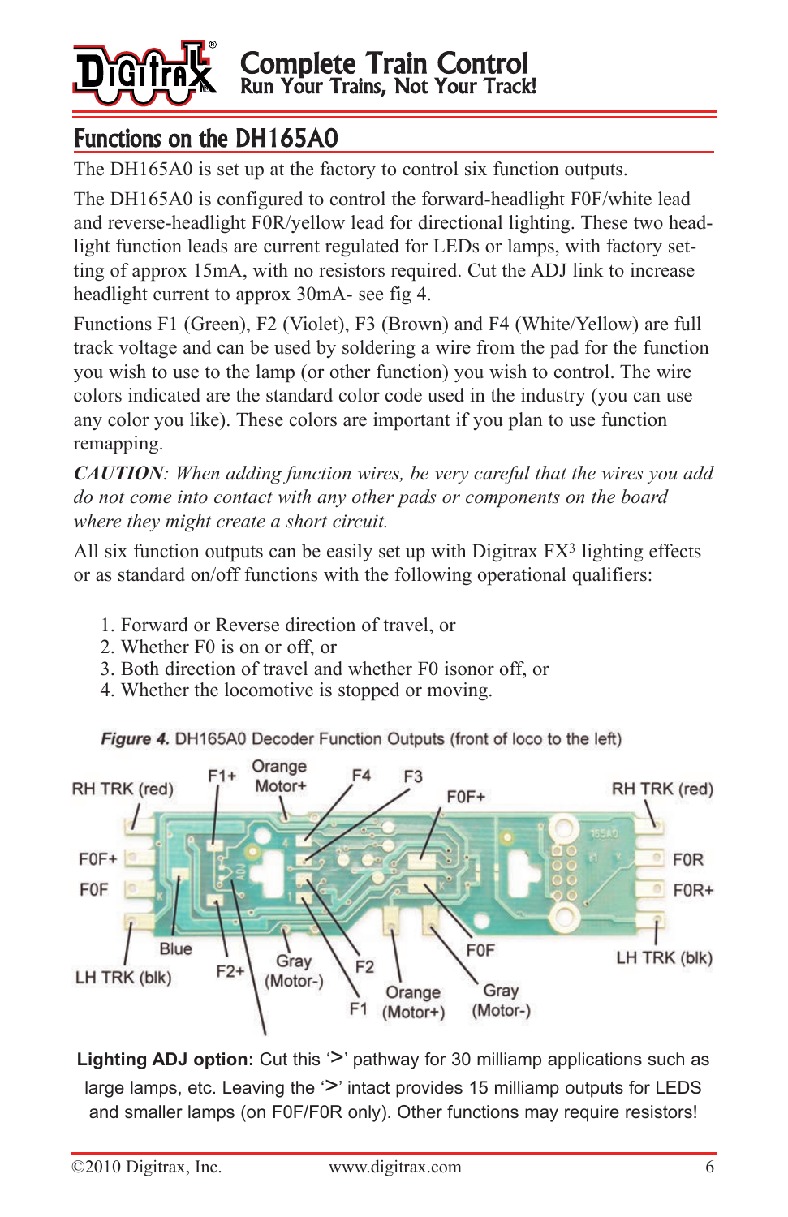# Functions on the DH165A0

The DH165A0 is set up at the factory to control six function outputs.

The DH165A0 is configured to control the forward-headlight F0F/white lead and reverse-headlight F0R/yellow lead for directional lighting. These two headlight function leads are current regulated for LEDs or lamps, with factory setting of approx 15mA, with no resistors required. Cut the ADJ link to increase headlight current to approx 30mA- see fig 4.

Functions F1 (Green), F2 (Violet), F3 (Brown) and F4 (White/Yellow) are full track voltage and can be used by soldering a wire from the pad for the function you wish to use to the lamp (or other function) you wish to control. The wire colors indicated are the standard color code used in the industry (you can use any color you like). These colors are important if you plan to use function remapping.

***CAUTION**: When adding function wires, be very careful that the wires you add do not come into contact with any other pads or components on the board where they might create a short circuit.*

All six function outputs can be easily set up with Digitrax FX$^3$ lighting effects or as standard on/off functions with the following operational qualifiers:

1. Forward or Reverse direction of travel, or
2. Whether F0 is on or off, or
3. Both direction of travel and whether F0 isonor off, or
4. Whether the locomotive is stopped or moving.

***Figure 4.*** DH165A0 Decoder Function Outputs (front of loco to the left)

RH TRK (red), F1+, Orange Motor+, F4, F3, F0F+, RH TRK (red), F0F+, F0F, F0R, F0R+, Blue, LH TRK (blk), F2+, Gray (Motor-), F2, F1, Orange (Motor+), F0F, Gray (Motor-), LH TRK (blk)

**Lighting ADJ option:** Cut this '>' pathway for 30 milliamp applications such as large lamps, etc. Leaving the '>' intact provides 15 milliamp outputs for LEDS and smaller lamps (on F0F/F0R only). Other functions may require resistors!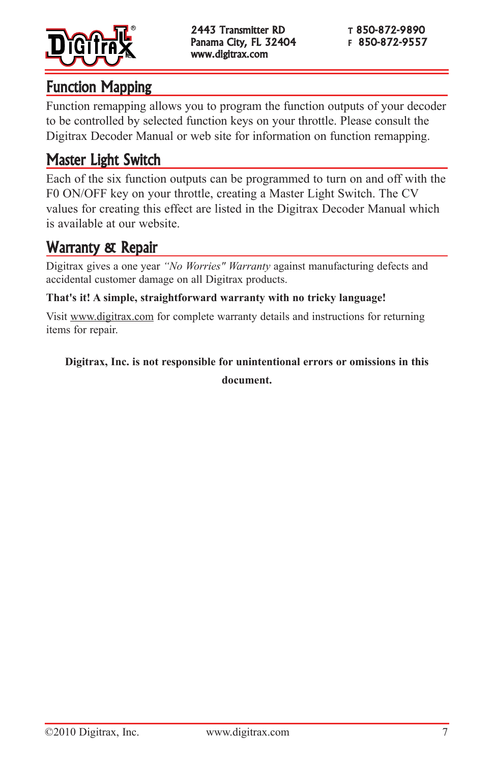## Function Mapping

Function remapping allows you to program the function outputs of your decoder to be controlled by selected function keys on your throttle. Please consult the Digitrax Decoder Manual or web site for information on function remapping.

## Master Light Switch

Each of the six function outputs can be programmed to turn on and off with the F0 ON/OFF key on your throttle, creating a Master Light Switch. The CV values for creating this effect are listed in the Digitrax Decoder Manual which is available at our website.

## Warranty & Repair

Digitrax gives a one year *"No Worries" Warranty* against manufacturing defects and accidental customer damage on all Digitrax products.

**That's it! A simple, straightforward warranty with no tricky language!**

Visit www.digitrax.com for complete warranty details and instructions for returning items for repair.

**Digitrax, Inc. is not responsible for unintentional errors or omissions in this document.**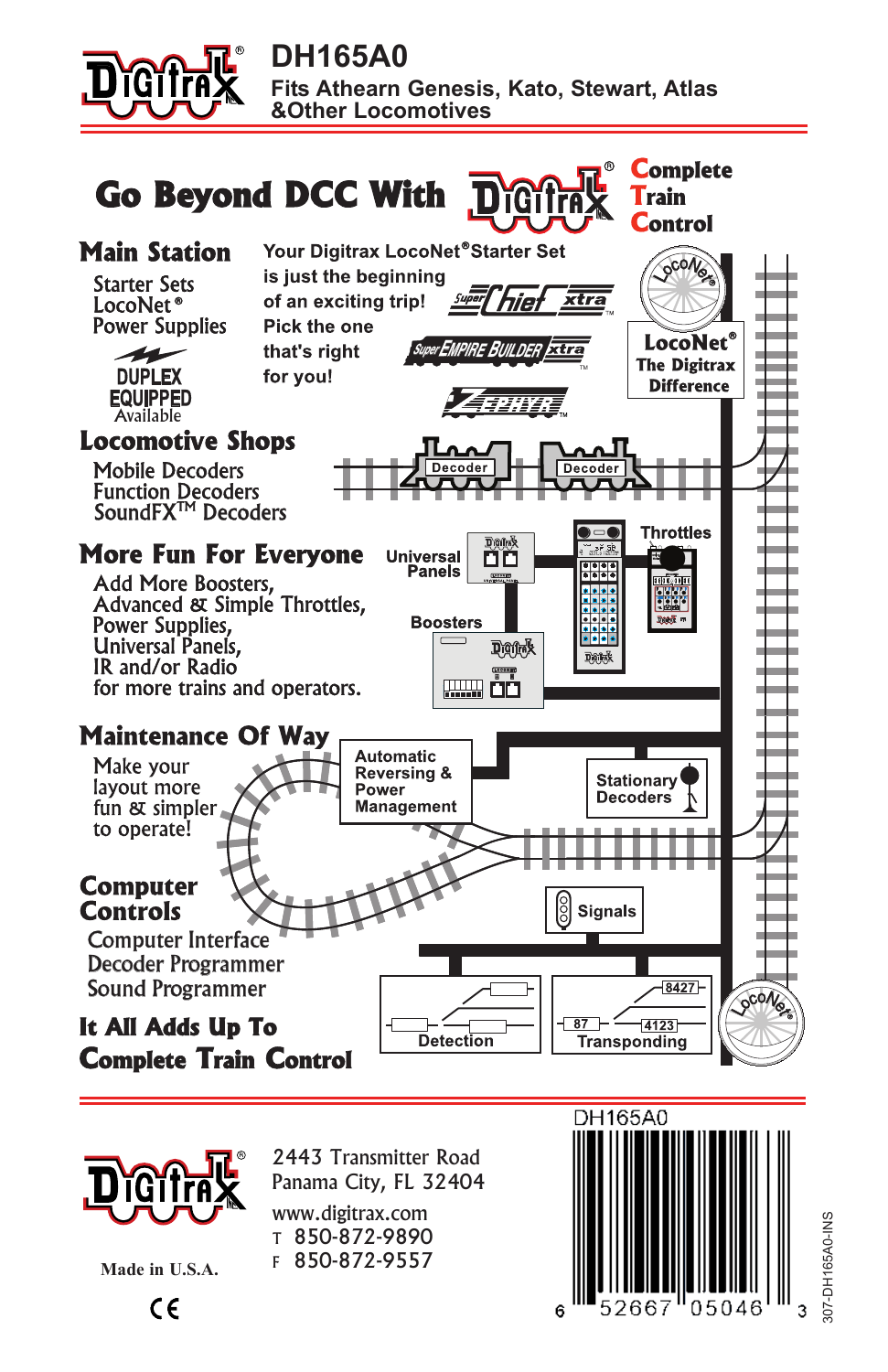# DH165A0

**Fits Athearn Genesis, Kato, Stewart, Atlas &Other Locomotives**

## Go Beyond DCC With Digitrax

**Complete Train Control**

### Main Station

Starter Sets
LocoNet®
Power Supplies

DUPLEX EQUIPPED
Available

Your Digitrax LocoNet® Starter Set is just the beginning of an exciting trip! Pick the one that's right for you!

Super Chief xtra™

Super Empire Builder xtra™

Zephyr™

LocoNet® The Digitrax Difference

### Locomotive Shops

Mobile Decoders
Function Decoders
SoundFX™ Decoders

Decoder

Decoder

### More Fun For Everyone

Add More Boosters,
Advanced & Simple Throttles,
Power Supplies,
Universal Panels,
IR and/or Radio
for more trains and operators.

Universal Panels

Throttles

Boosters

### Maintenance Of Way

Make your layout more fun & simpler to operate!

Automatic Reversing & Power Management

Stationary Decoders

### Computer Controls

Computer Interface
Decoder Programmer
Sound Programmer

Signals

Detection

8427
87
4123
Transponding

### It All Adds Up To Complete Train Control

---

2443 Transmitter Road
Panama City, FL 32404
www.digitrax.com
T 850-872-9890
F 850-872-9557

Made in U.S.A.

CE

DH165A0

6 52667 05046 3

307-DH165A0-INS